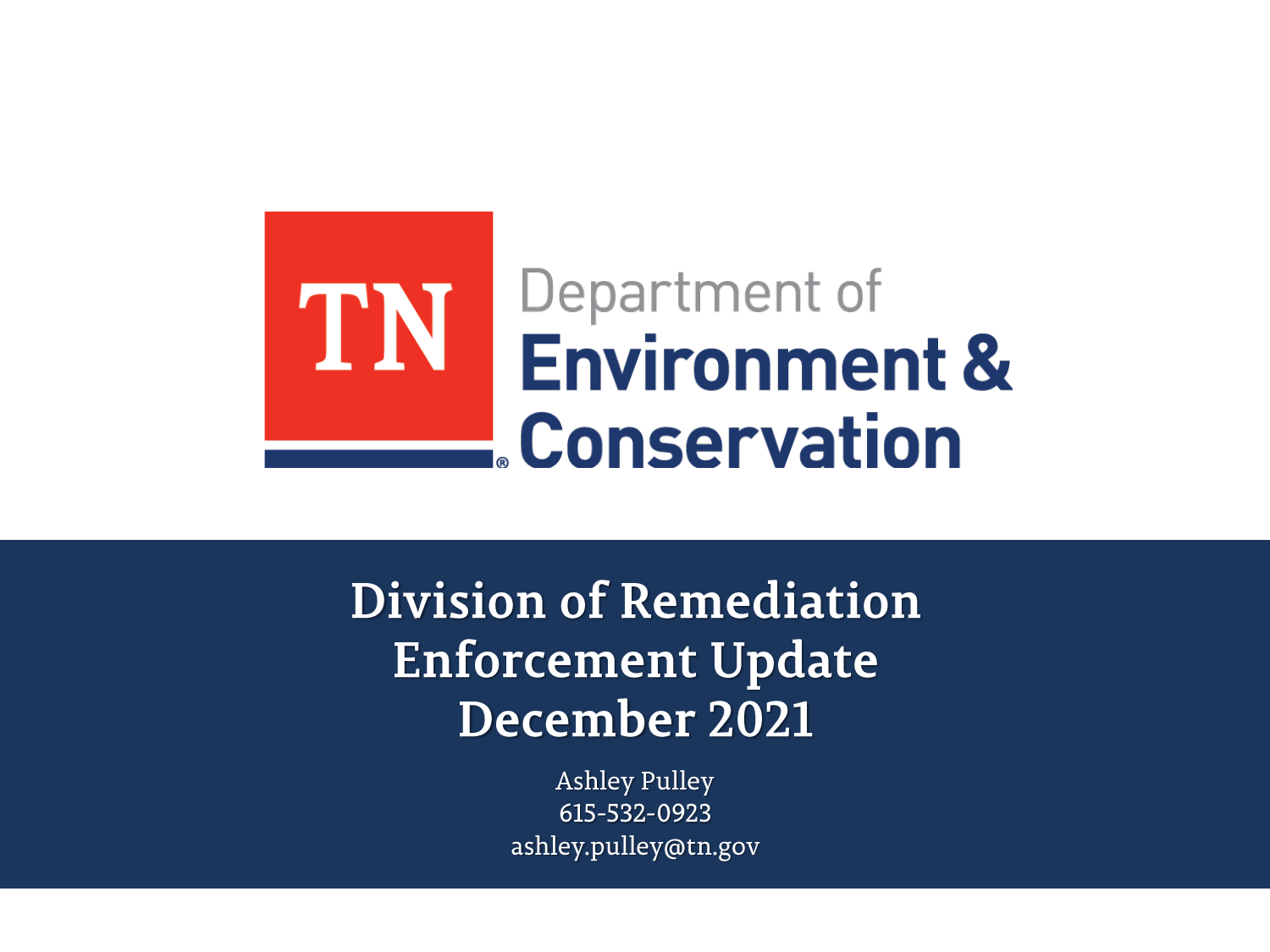TN Department of Environment & Conservation

# Division of Remediation Enforcement Update December 2021

Ashley Pulley
615-532-0923
ashley.pulley@tn.gov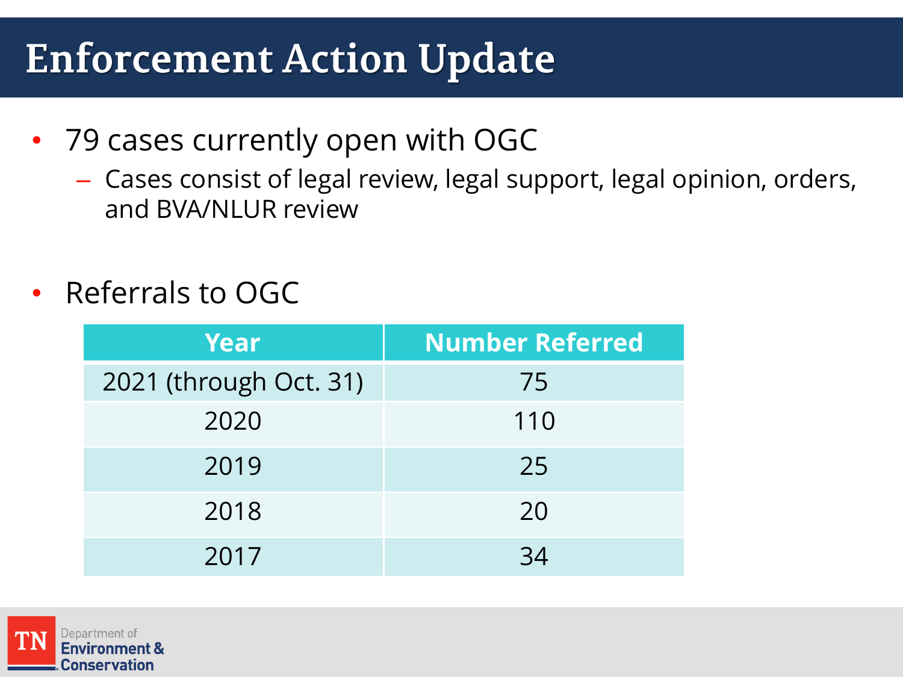# Enforcement Action Update

- 79 cases currently open with OGC
  - Cases consist of legal review, legal support, legal opinion, orders, and BVA/NLUR review

- Referrals to OGC

| Year | Number Referred |
|---|---|
| 2021 (through Oct. 31) | 75 |
| 2020 | 110 |
| 2019 | 25 |
| 2018 | 20 |
| 2017 | 34 |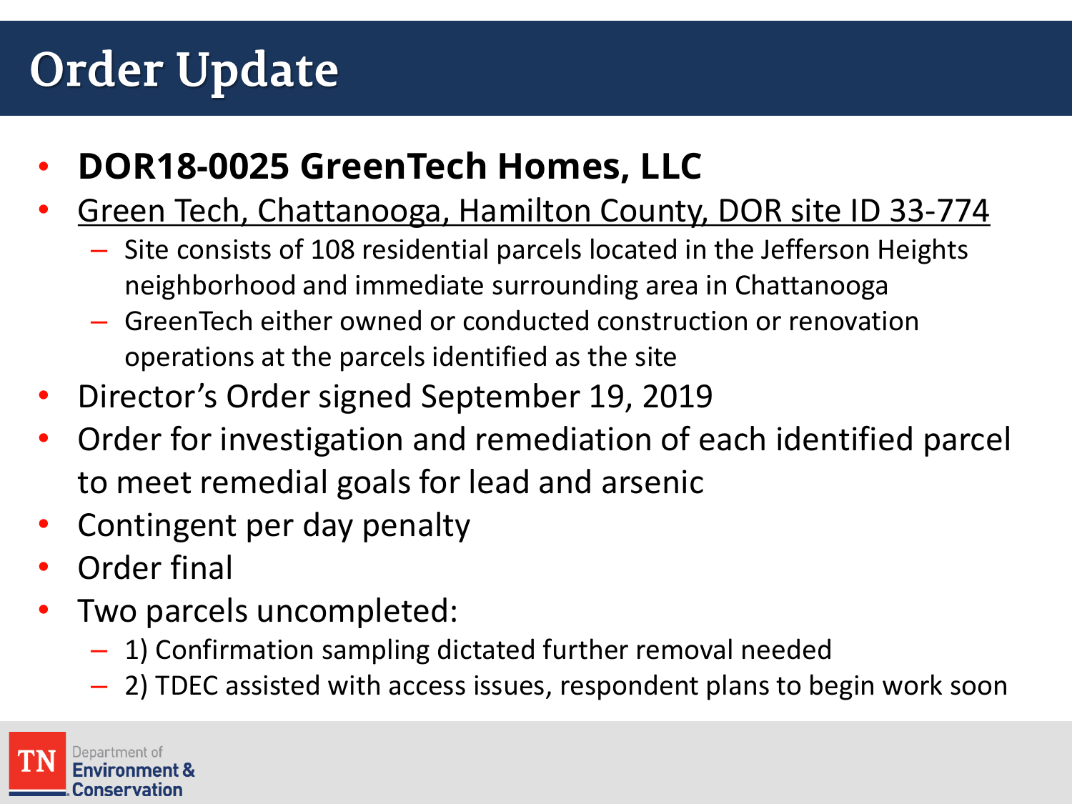# Order Update

- **DOR18-0025 GreenTech Homes, LLC**
- Green Tech, Chattanooga, Hamilton County, DOR site ID 33-774
  - Site consists of 108 residential parcels located in the Jefferson Heights neighborhood and immediate surrounding area in Chattanooga
  - GreenTech either owned or conducted construction or renovation operations at the parcels identified as the site
- Director's Order signed September 19, 2019
- Order for investigation and remediation of each identified parcel to meet remedial goals for lead and arsenic
- Contingent per day penalty
- Order final
- Two parcels uncompleted:
  - 1) Confirmation sampling dictated further removal needed
  - 2) TDEC assisted with access issues, respondent plans to begin work soon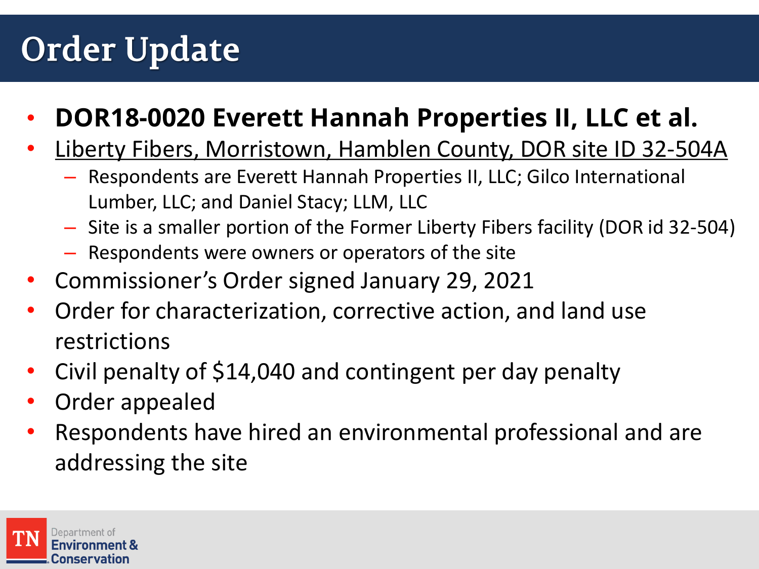# Order Update

- **DOR18-0020 Everett Hannah Properties II, LLC et al.**
- <u>Liberty Fibers, Morristown, Hamblen County, DOR site ID 32-504A</u>
  - Respondents are Everett Hannah Properties II, LLC; Gilco International Lumber, LLC; and Daniel Stacy; LLM, LLC
  - Site is a smaller portion of the Former Liberty Fibers facility (DOR id 32-504)
  - Respondents were owners or operators of the site
- Commissioner's Order signed January 29, 2021
- Order for characterization, corrective action, and land use restrictions
- Civil penalty of $14,040 and contingent per day penalty
- Order appealed
- Respondents have hired an environmental professional and are addressing the site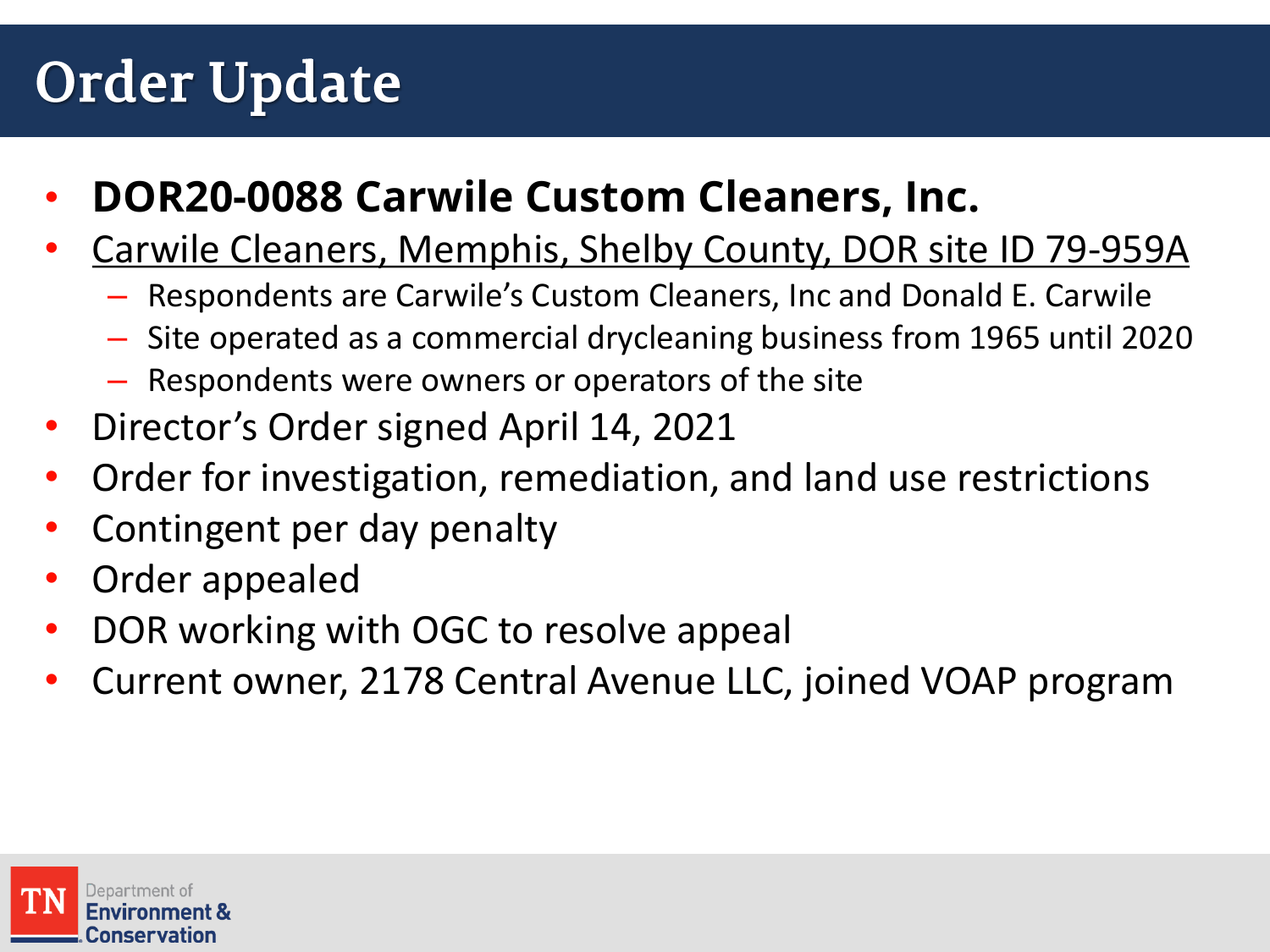# Order Update

- **DOR20-0088 Carwile Custom Cleaners, Inc.**
- <u>Carwile Cleaners, Memphis, Shelby County, DOR site ID 79-959A</u>
  - Respondents are Carwile's Custom Cleaners, Inc and Donald E. Carwile
  - Site operated as a commercial drycleaning business from 1965 until 2020
  - Respondents were owners or operators of the site
- Director's Order signed April 14, 2021
- Order for investigation, remediation, and land use restrictions
- Contingent per day penalty
- Order appealed
- DOR working with OGC to resolve appeal
- Current owner, 2178 Central Avenue LLC, joined VOAP program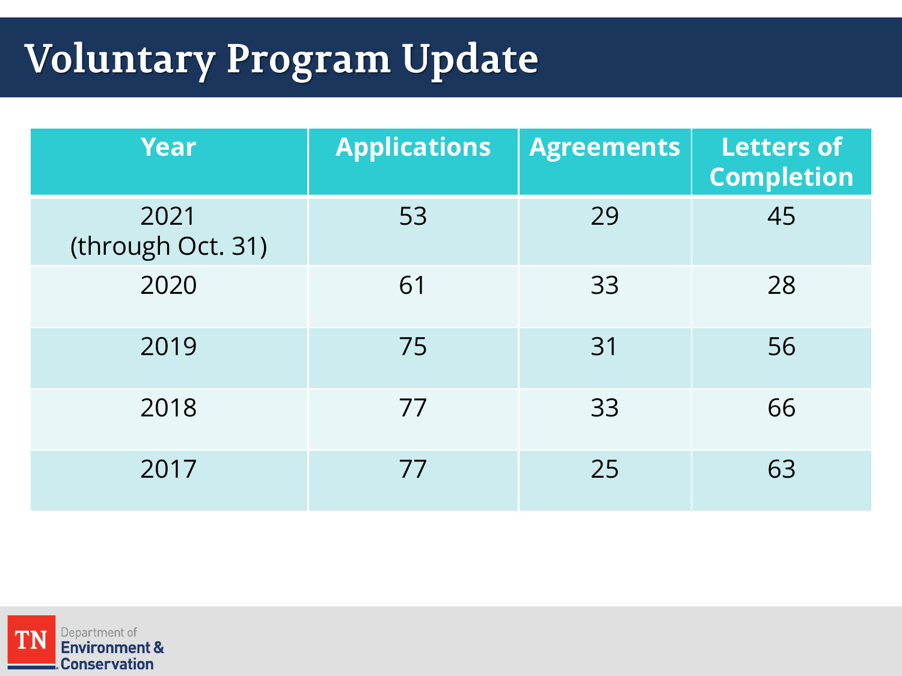# Voluntary Program Update

| Year | Applications | Agreements | Letters of Completion |
|---|---|---|---|
| 2021 (through Oct. 31) | 53 | 29 | 45 |
| 2020 | 61 | 33 | 28 |
| 2019 | 75 | 31 | 56 |
| 2018 | 77 | 33 | 66 |
| 2017 | 77 | 25 | 63 |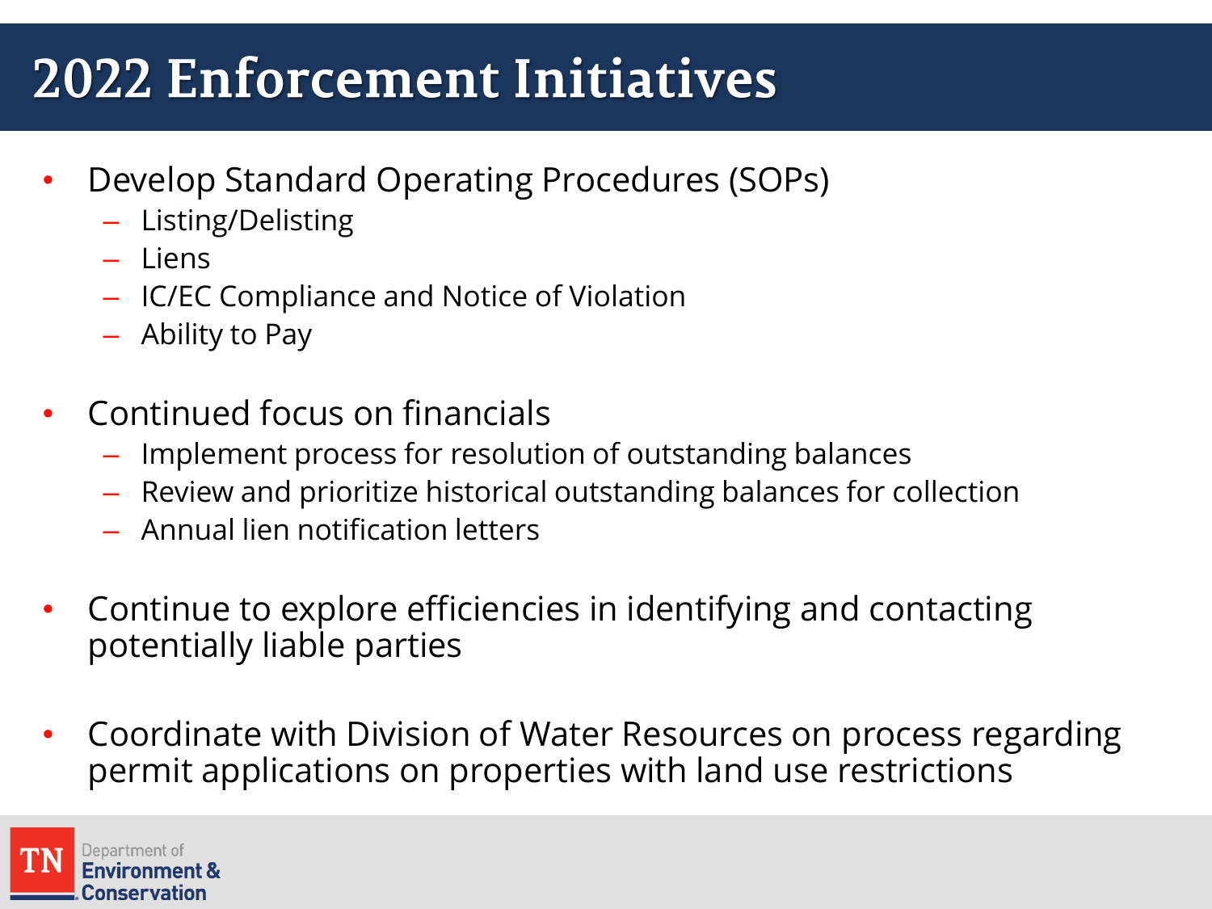# 2022 Enforcement Initiatives

- Develop Standard Operating Procedures (SOPs)
  - Listing/Delisting
  - Liens
  - IC/EC Compliance and Notice of Violation
  - Ability to Pay

- Continued focus on financials
  - Implement process for resolution of outstanding balances
  - Review and prioritize historical outstanding balances for collection
  - Annual lien notification letters

- Continue to explore efficiencies in identifying and contacting potentially liable parties

- Coordinate with Division of Water Resources on process regarding permit applications on properties with land use restrictions

TN Department of Environment & Conservation